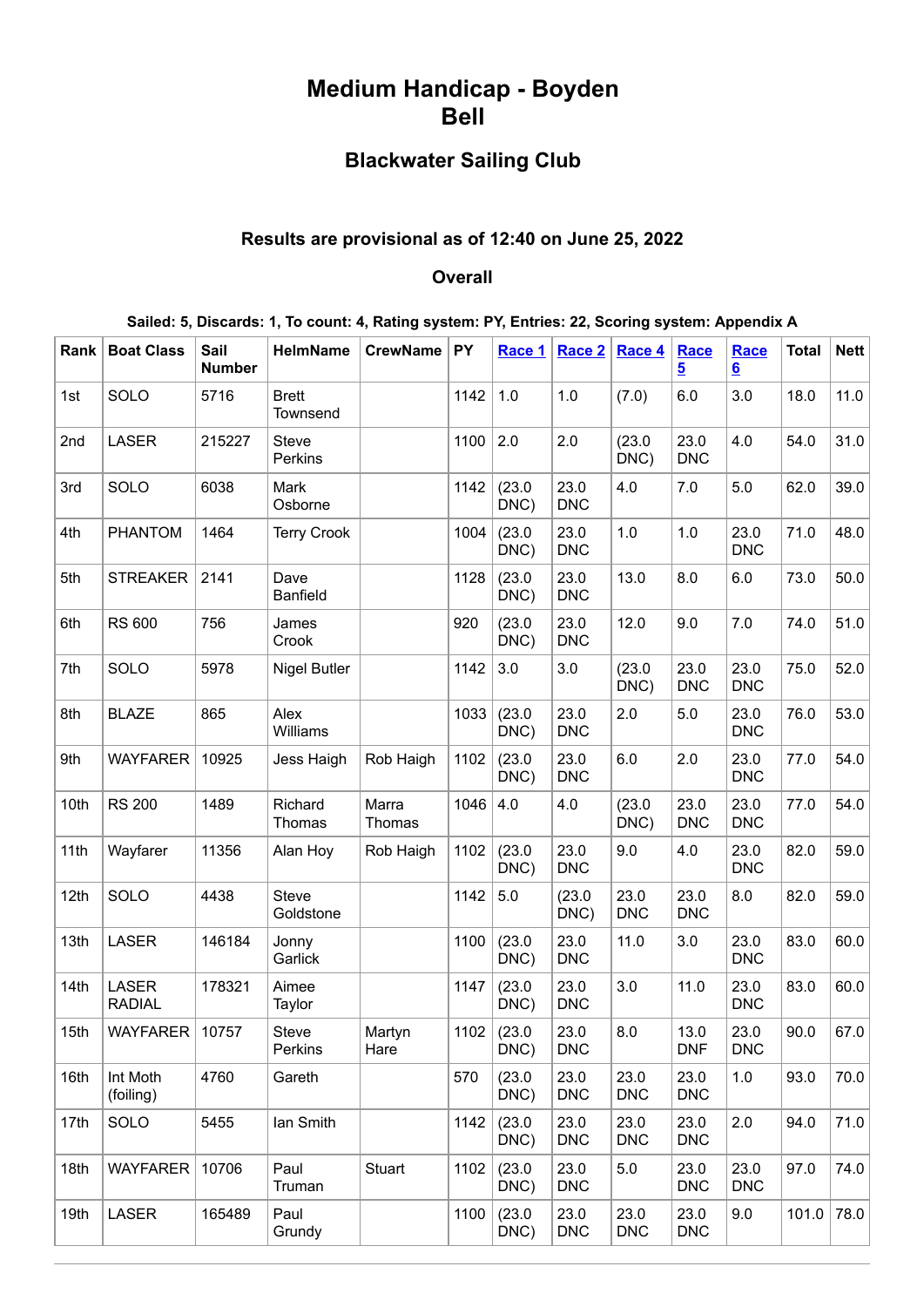# Medium Handicap - Boyden Bell

## Blackwater Sailing Club

### Results are provisional as of 12:40 on June 25, 2022

### Overall

**Sailed: 5, Discards: 1, To count: 4, Rating system: PY, Entries: 22, Scoring system: Appendix A**

| Rank | Boat Class | Sail Number | HelmName | CrewName | PY | Race 1 | Race 2 | Race 4 | Race 5 | Race 6 | Total | Nett |
|---|---|---|---|---|---|---|---|---|---|---|---|---|
| 1st | SOLO | 5716 | Brett Townsend | | 1142 | 1.0 | 1.0 | (7.0) | 6.0 | 3.0 | 18.0 | 11.0 |
| 2nd | LASER | 215227 | Steve Perkins | | 1100 | 2.0 | 2.0 | (23.0 DNC) | 23.0 DNC | 4.0 | 54.0 | 31.0 |
| 3rd | SOLO | 6038 | Mark Osborne | | 1142 | (23.0 DNC) | 23.0 DNC | 4.0 | 7.0 | 5.0 | 62.0 | 39.0 |
| 4th | PHANTOM | 1464 | Terry Crook | | 1004 | (23.0 DNC) | 23.0 DNC | 1.0 | 1.0 | 23.0 DNC | 71.0 | 48.0 |
| 5th | STREAKER | 2141 | Dave Banfield | | 1128 | (23.0 DNC) | 23.0 DNC | 13.0 | 8.0 | 6.0 | 73.0 | 50.0 |
| 6th | RS 600 | 756 | James Crook | | 920 | (23.0 DNC) | 23.0 DNC | 12.0 | 9.0 | 7.0 | 74.0 | 51.0 |
| 7th | SOLO | 5978 | Nigel Butler | | 1142 | 3.0 | 3.0 | (23.0 DNC) | 23.0 DNC | 23.0 DNC | 75.0 | 52.0 |
| 8th | BLAZE | 865 | Alex Williams | | 1033 | (23.0 DNC) | 23.0 DNC | 2.0 | 5.0 | 23.0 DNC | 76.0 | 53.0 |
| 9th | WAYFARER | 10925 | Jess Haigh | Rob Haigh | 1102 | (23.0 DNC) | 23.0 DNC | 6.0 | 2.0 | 23.0 DNC | 77.0 | 54.0 |
| 10th | RS 200 | 1489 | Richard Thomas | Marra Thomas | 1046 | 4.0 | 4.0 | (23.0 DNC) | 23.0 DNC | 23.0 DNC | 77.0 | 54.0 |
| 11th | Wayfarer | 11356 | Alan Hoy | Rob Haigh | 1102 | (23.0 DNC) | 23.0 DNC | 9.0 | 4.0 | 23.0 DNC | 82.0 | 59.0 |
| 12th | SOLO | 4438 | Steve Goldstone | | 1142 | 5.0 | (23.0 DNC) | 23.0 DNC | 23.0 DNC | 8.0 | 82.0 | 59.0 |
| 13th | LASER | 146184 | Jonny Garlick | | 1100 | (23.0 DNC) | 23.0 DNC | 11.0 | 3.0 | 23.0 DNC | 83.0 | 60.0 |
| 14th | LASER RADIAL | 178321 | Aimee Taylor | | 1147 | (23.0 DNC) | 23.0 DNC | 3.0 | 11.0 | 23.0 DNC | 83.0 | 60.0 |
| 15th | WAYFARER | 10757 | Steve Perkins | Martyn Hare | 1102 | (23.0 DNC) | 23.0 DNC | 8.0 | 13.0 DNF | 23.0 DNC | 90.0 | 67.0 |
| 16th | Int Moth (foiling) | 4760 | Gareth | | 570 | (23.0 DNC) | 23.0 DNC | 23.0 DNC | 23.0 DNC | 1.0 | 93.0 | 70.0 |
| 17th | SOLO | 5455 | Ian Smith | | 1142 | (23.0 DNC) | 23.0 DNC | 23.0 DNC | 23.0 DNC | 2.0 | 94.0 | 71.0 |
| 18th | WAYFARER | 10706 | Paul Truman | Stuart | 1102 | (23.0 DNC) | 23.0 DNC | 5.0 | 23.0 DNC | 23.0 DNC | 97.0 | 74.0 |
| 19th | LASER | 165489 | Paul Grundy | | 1100 | (23.0 DNC) | 23.0 DNC | 23.0 DNC | 23.0 DNC | 9.0 | 101.0 | 78.0 |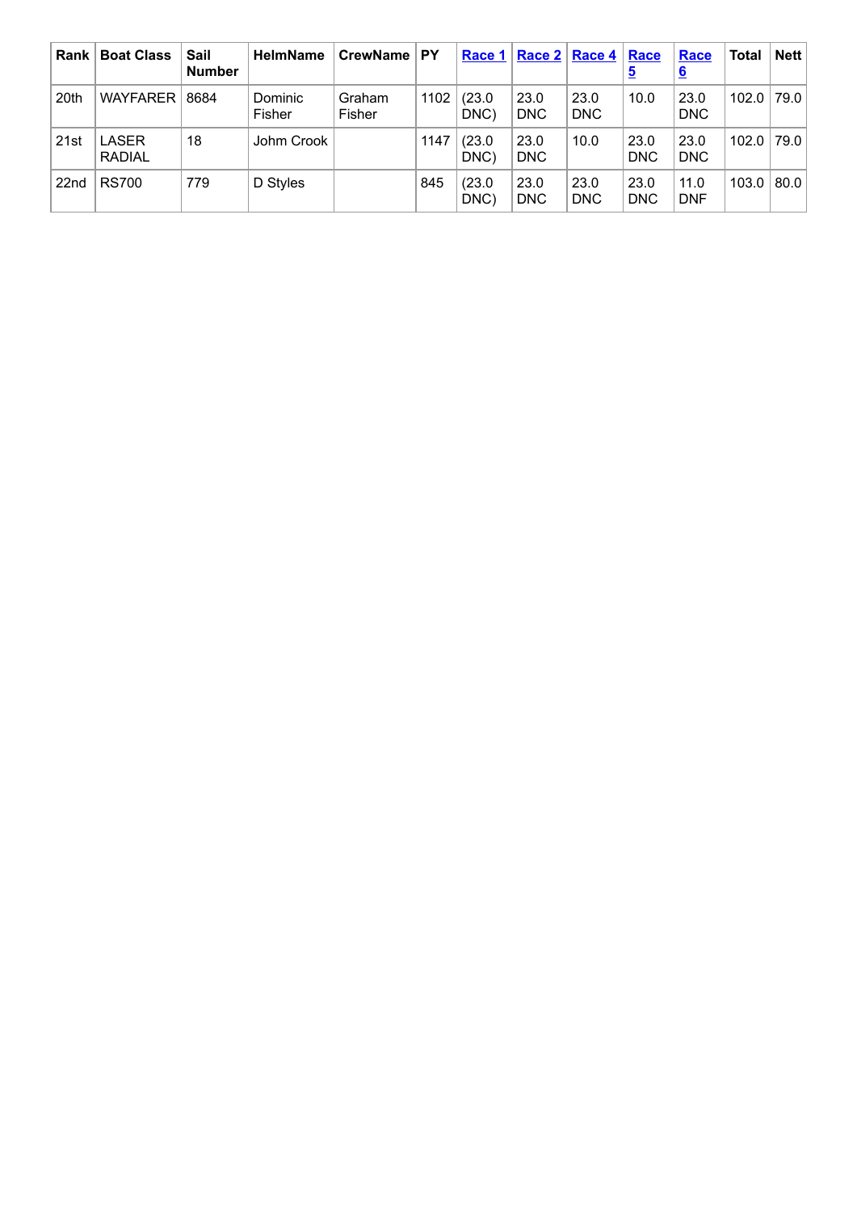| Rank | Boat Class | Sail Number | HelmName | CrewName | PY | Race 1 | Race 2 | Race 4 | Race 5 | Race 6 | Total | Nett |
|---|---|---|---|---|---|---|---|---|---|---|---|---|
| 20th | WAYFARER | 8684 | Dominic Fisher | Graham Fisher | 1102 | (23.0 DNC) | 23.0 DNC | 23.0 DNC | 10.0 | 23.0 DNC | 102.0 | 79.0 |
| 21st | LASER RADIAL | 18 | Johm Crook | | 1147 | (23.0 DNC) | 23.0 DNC | 10.0 | 23.0 DNC | 23.0 DNC | 102.0 | 79.0 |
| 22nd | RS700 | 779 | D Styles | | 845 | (23.0 DNC) | 23.0 DNC | 23.0 DNC | 23.0 DNC | 11.0 DNF | 103.0 | 80.0 |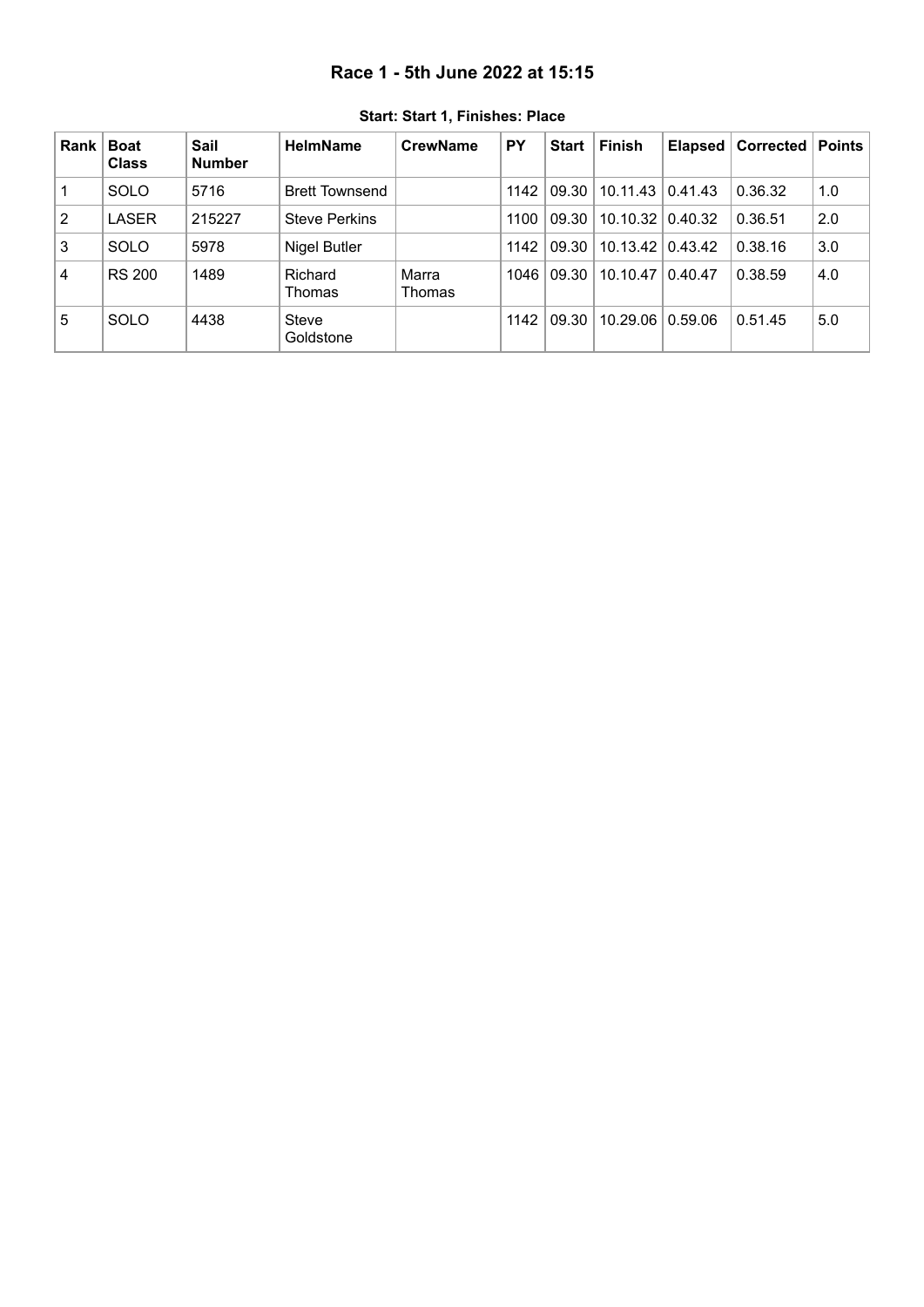# Race 1 - 5th June 2022 at 15:15

**Start: Start 1, Finishes: Place**

| Rank | Boat Class | Sail Number | HelmName | CrewName | PY | Start | Finish | Elapsed | Corrected | Points |
|---|---|---|---|---|---|---|---|---|---|---|
| 1 | SOLO | 5716 | Brett Townsend | | 1142 | 09.30 | 10.11.43 | 0.41.43 | 0.36.32 | 1.0 |
| 2 | LASER | 215227 | Steve Perkins | | 1100 | 09.30 | 10.10.32 | 0.40.32 | 0.36.51 | 2.0 |
| 3 | SOLO | 5978 | Nigel Butler | | 1142 | 09.30 | 10.13.42 | 0.43.42 | 0.38.16 | 3.0 |
| 4 | RS 200 | 1489 | Richard Thomas | Marra Thomas | 1046 | 09.30 | 10.10.47 | 0.40.47 | 0.38.59 | 4.0 |
| 5 | SOLO | 4438 | Steve Goldstone | | 1142 | 09.30 | 10.29.06 | 0.59.06 | 0.51.45 | 5.0 |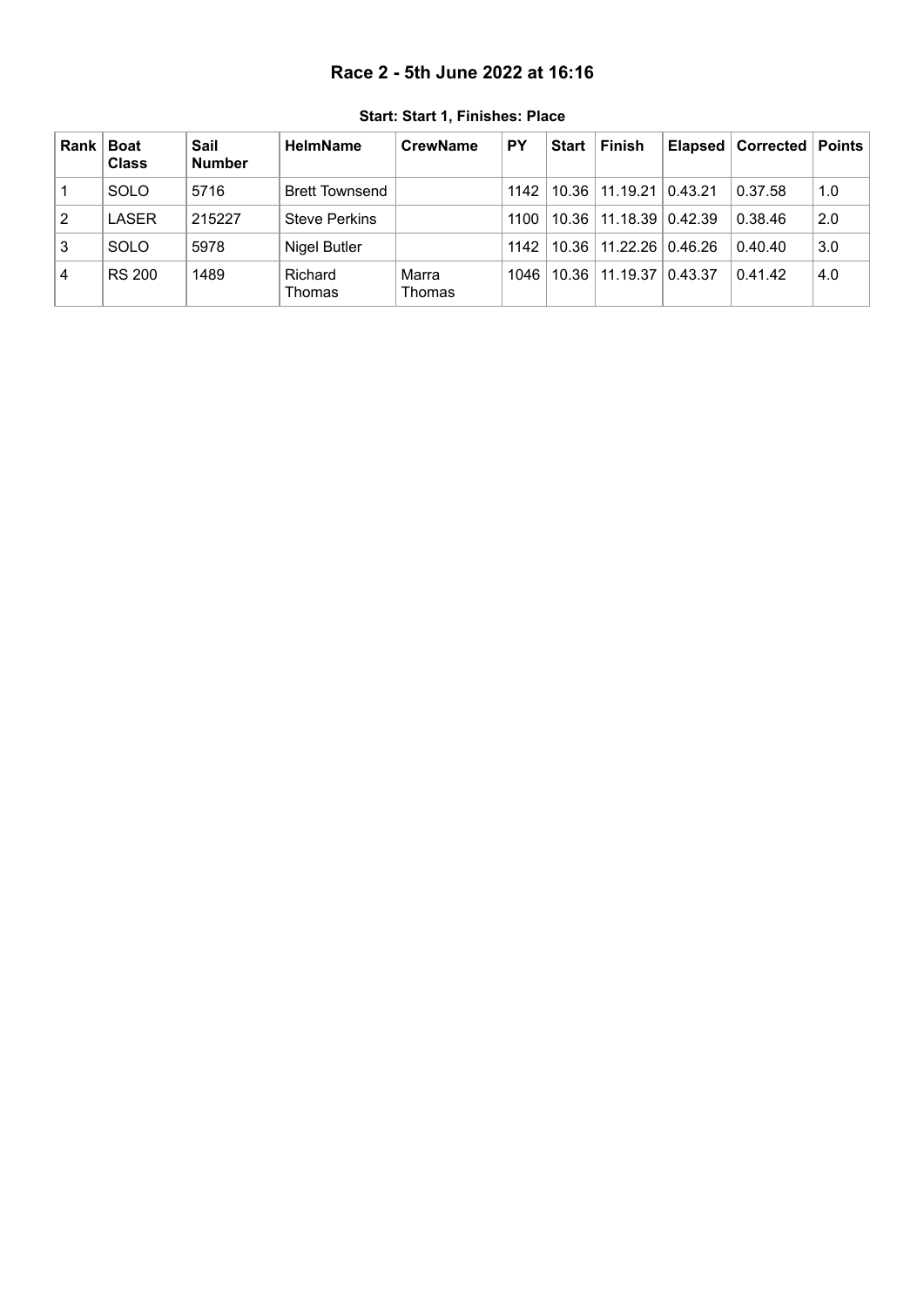# Race 2 - 5th June 2022 at 16:16

**Start: Start 1, Finishes: Place**

| Rank | Boat Class | Sail Number | HelmName | CrewName | PY | Start | Finish | Elapsed | Corrected | Points |
|---|---|---|---|---|---|---|---|---|---|---|
| 1 | SOLO | 5716 | Brett Townsend | | 1142 | 10.36 | 11.19.21 | 0.43.21 | 0.37.58 | 1.0 |
| 2 | LASER | 215227 | Steve Perkins | | 1100 | 10.36 | 11.18.39 | 0.42.39 | 0.38.46 | 2.0 |
| 3 | SOLO | 5978 | Nigel Butler | | 1142 | 10.36 | 11.22.26 | 0.46.26 | 0.40.40 | 3.0 |
| 4 | RS 200 | 1489 | Richard Thomas | Marra Thomas | 1046 | 10.36 | 11.19.37 | 0.43.37 | 0.41.42 | 4.0 |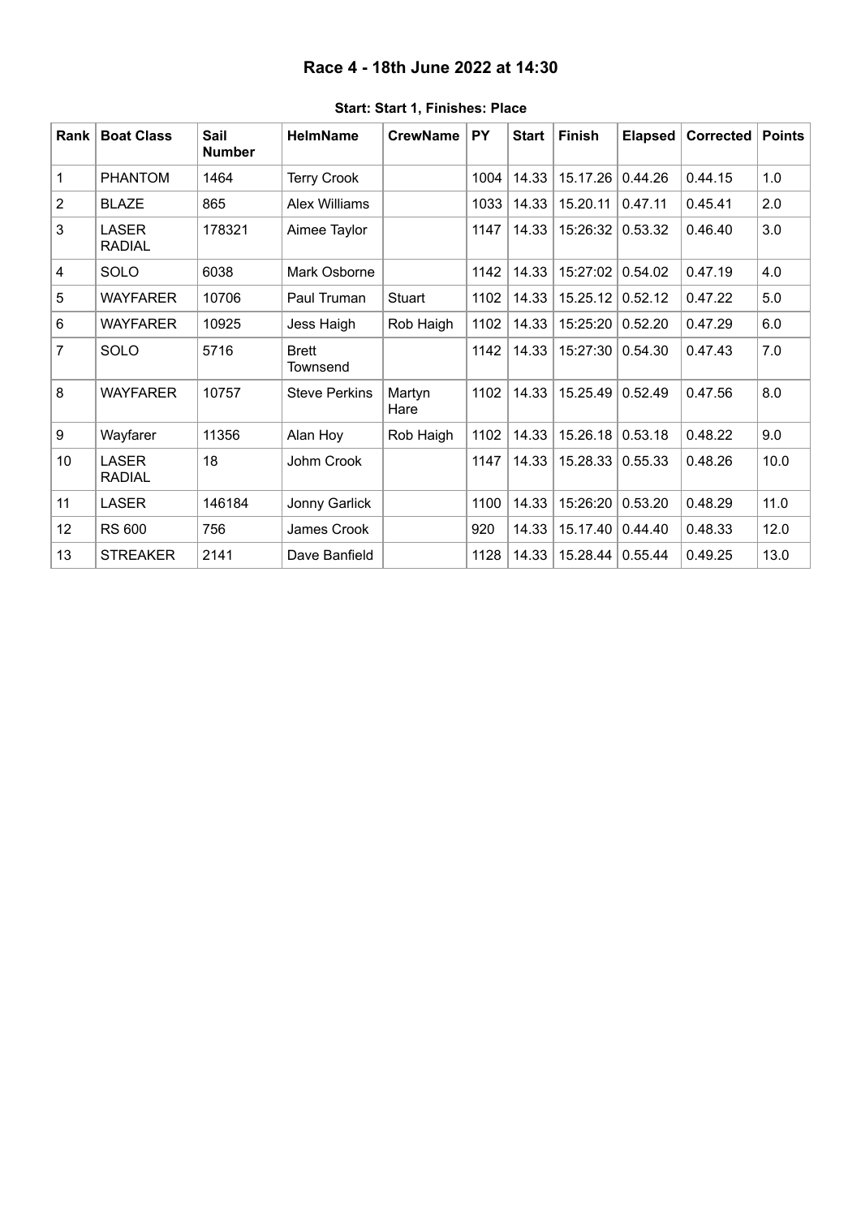# Race 4 - 18th June 2022 at 14:30

**Start: Start 1, Finishes: Place**

| Rank | Boat Class | Sail Number | HelmName | CrewName | PY | Start | Finish | Elapsed | Corrected | Points |
|---|---|---|---|---|---|---|---|---|---|---|
| 1 | PHANTOM | 1464 | Terry Crook | | 1004 | 14.33 | 15.17.26 | 0.44.26 | 0.44.15 | 1.0 |
| 2 | BLAZE | 865 | Alex Williams | | 1033 | 14.33 | 15.20.11 | 0.47.11 | 0.45.41 | 2.0 |
| 3 | LASER RADIAL | 178321 | Aimee Taylor | | 1147 | 14.33 | 15:26:32 | 0.53.32 | 0.46.40 | 3.0 |
| 4 | SOLO | 6038 | Mark Osborne | | 1142 | 14.33 | 15:27:02 | 0.54.02 | 0.47.19 | 4.0 |
| 5 | WAYFARER | 10706 | Paul Truman | Stuart | 1102 | 14.33 | 15.25.12 | 0.52.12 | 0.47.22 | 5.0 |
| 6 | WAYFARER | 10925 | Jess Haigh | Rob Haigh | 1102 | 14.33 | 15:25:20 | 0.52.20 | 0.47.29 | 6.0 |
| 7 | SOLO | 5716 | Brett Townsend | | 1142 | 14.33 | 15:27:30 | 0.54.30 | 0.47.43 | 7.0 |
| 8 | WAYFARER | 10757 | Steve Perkins | Martyn Hare | 1102 | 14.33 | 15.25.49 | 0.52.49 | 0.47.56 | 8.0 |
| 9 | Wayfarer | 11356 | Alan Hoy | Rob Haigh | 1102 | 14.33 | 15.26.18 | 0.53.18 | 0.48.22 | 9.0 |
| 10 | LASER RADIAL | 18 | Johm Crook | | 1147 | 14.33 | 15.28.33 | 0.55.33 | 0.48.26 | 10.0 |
| 11 | LASER | 146184 | Jonny Garlick | | 1100 | 14.33 | 15:26:20 | 0.53.20 | 0.48.29 | 11.0 |
| 12 | RS 600 | 756 | James Crook | | 920 | 14.33 | 15.17.40 | 0.44.40 | 0.48.33 | 12.0 |
| 13 | STREAKER | 2141 | Dave Banfield | | 1128 | 14.33 | 15.28.44 | 0.55.44 | 0.49.25 | 13.0 |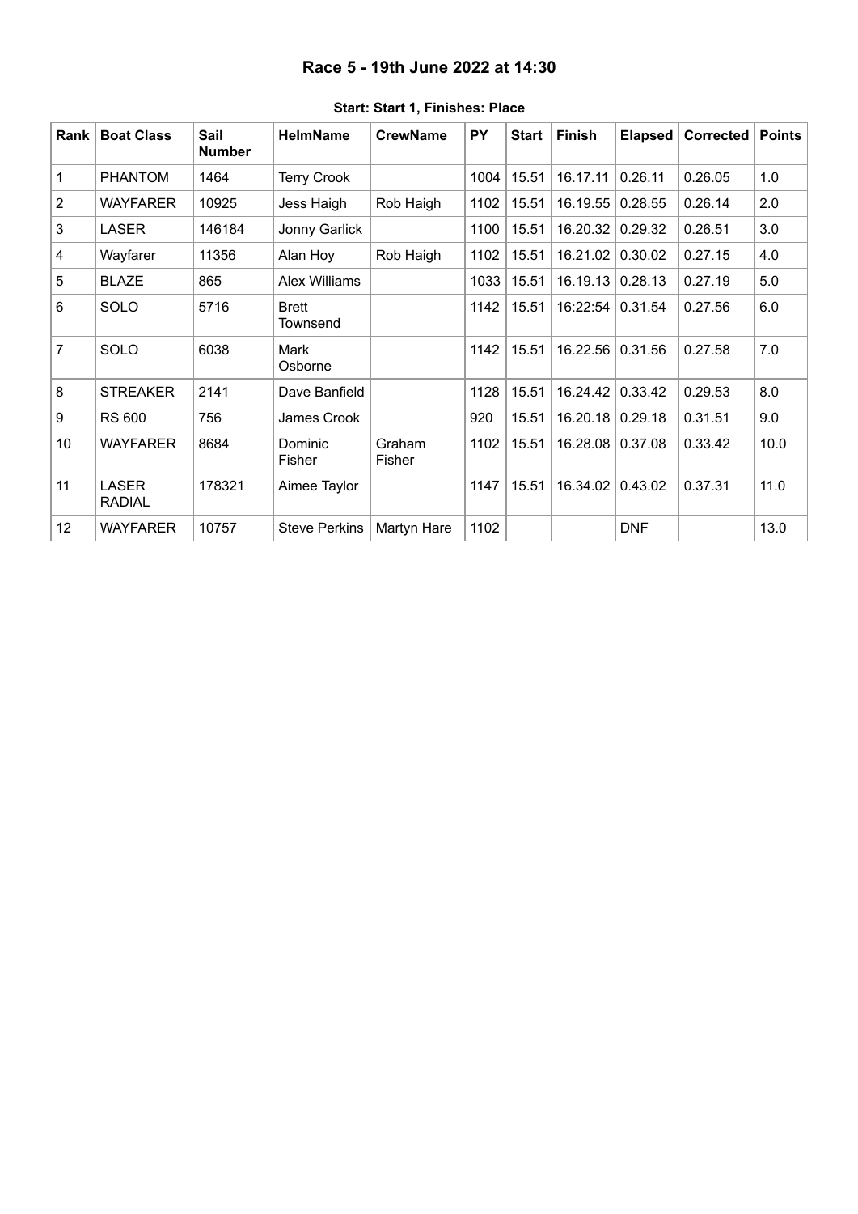# Race 5 - 19th June 2022 at 14:30

**Start: Start 1, Finishes: Place**

| Rank | Boat Class | Sail Number | HelmName | CrewName | PY | Start | Finish | Elapsed | Corrected | Points |
|---|---|---|---|---|---|---|---|---|---|---|
| 1 | PHANTOM | 1464 | Terry Crook | | 1004 | 15.51 | 16.17.11 | 0.26.11 | 0.26.05 | 1.0 |
| 2 | WAYFARER | 10925 | Jess Haigh | Rob Haigh | 1102 | 15.51 | 16.19.55 | 0.28.55 | 0.26.14 | 2.0 |
| 3 | LASER | 146184 | Jonny Garlick | | 1100 | 15.51 | 16.20.32 | 0.29.32 | 0.26.51 | 3.0 |
| 4 | Wayfarer | 11356 | Alan Hoy | Rob Haigh | 1102 | 15.51 | 16.21.02 | 0.30.02 | 0.27.15 | 4.0 |
| 5 | BLAZE | 865 | Alex Williams | | 1033 | 15.51 | 16.19.13 | 0.28.13 | 0.27.19 | 5.0 |
| 6 | SOLO | 5716 | Brett Townsend | | 1142 | 15.51 | 16:22:54 | 0.31.54 | 0.27.56 | 6.0 |
| 7 | SOLO | 6038 | Mark Osborne | | 1142 | 15.51 | 16.22.56 | 0.31.56 | 0.27.58 | 7.0 |
| 8 | STREAKER | 2141 | Dave Banfield | | 1128 | 15.51 | 16.24.42 | 0.33.42 | 0.29.53 | 8.0 |
| 9 | RS 600 | 756 | James Crook | | 920 | 15.51 | 16.20.18 | 0.29.18 | 0.31.51 | 9.0 |
| 10 | WAYFARER | 8684 | Dominic Fisher | Graham Fisher | 1102 | 15.51 | 16.28.08 | 0.37.08 | 0.33.42 | 10.0 |
| 11 | LASER RADIAL | 178321 | Aimee Taylor | | 1147 | 15.51 | 16.34.02 | 0.43.02 | 0.37.31 | 11.0 |
| 12 | WAYFARER | 10757 | Steve Perkins | Martyn Hare | 1102 | | | DNF | | 13.0 |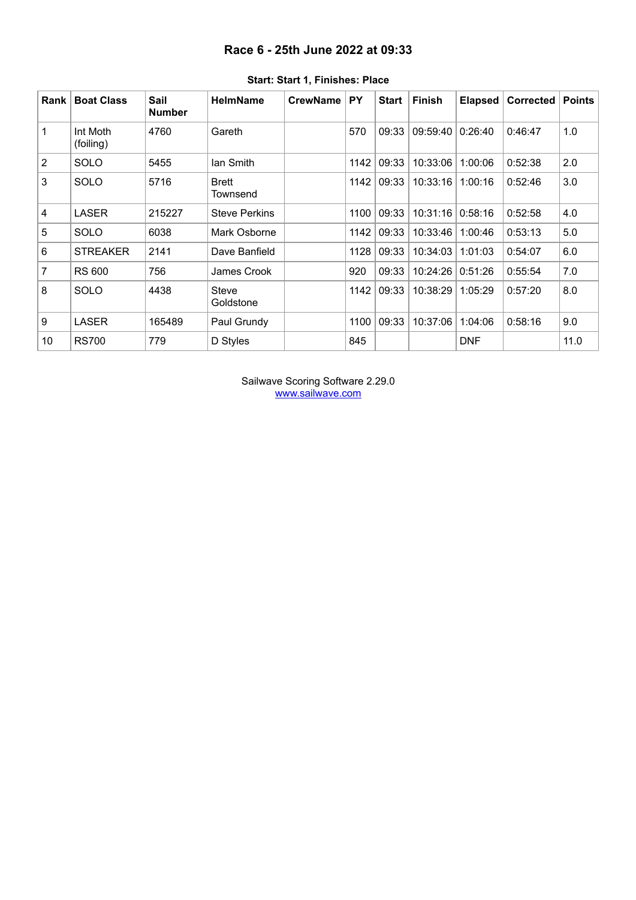### Race 6 - 25th June 2022 at 09:33

**Start: Start 1, Finishes: Place**

| Rank | Boat Class | Sail Number | HelmName | CrewName | PY | Start | Finish | Elapsed | Corrected | Points |
|---|---|---|---|---|---|---|---|---|---|---|
| 1 | Int Moth (foiling) | 4760 | Gareth | | 570 | 09:33 | 09:59:40 | 0:26:40 | 0:46:47 | 1.0 |
| 2 | SOLO | 5455 | Ian Smith | | 1142 | 09:33 | 10:33:06 | 1:00:06 | 0:52:38 | 2.0 |
| 3 | SOLO | 5716 | Brett Townsend | | 1142 | 09:33 | 10:33:16 | 1:00:16 | 0:52:46 | 3.0 |
| 4 | LASER | 215227 | Steve Perkins | | 1100 | 09:33 | 10:31:16 | 0:58:16 | 0:52:58 | 4.0 |
| 5 | SOLO | 6038 | Mark Osborne | | 1142 | 09:33 | 10:33:46 | 1:00:46 | 0:53:13 | 5.0 |
| 6 | STREAKER | 2141 | Dave Banfield | | 1128 | 09:33 | 10:34:03 | 1:01:03 | 0:54:07 | 6.0 |
| 7 | RS 600 | 756 | James Crook | | 920 | 09:33 | 10:24:26 | 0:51:26 | 0:55:54 | 7.0 |
| 8 | SOLO | 4438 | Steve Goldstone | | 1142 | 09:33 | 10:38:29 | 1:05:29 | 0:57:20 | 8.0 |
| 9 | LASER | 165489 | Paul Grundy | | 1100 | 09:33 | 10:37:06 | 1:04:06 | 0:58:16 | 9.0 |
| 10 | RS700 | 779 | D Styles | | 845 | | | DNF | | 11.0 |

Sailwave Scoring Software 2.29.0
www.sailwave.com